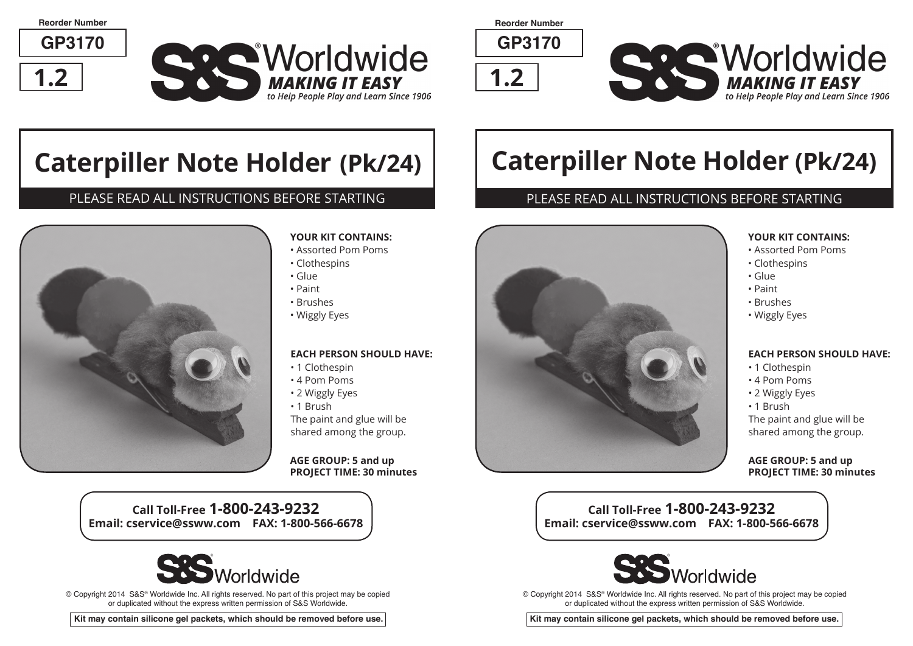Reorder Number

**GP3170**

**1.2**

S&S® Worldwide
***MAKING IT EASY***
*to Help People Play and Learn Since 1906*

# Caterpiller Note Holder (Pk/24)

PLEASE READ ALL INSTRUCTIONS BEFORE STARTING

**YOUR KIT CONTAINS:**
- Assorted Pom Poms
- Clothespins
- Glue
- Paint
- Brushes
- Wiggly Eyes

**EACH PERSON SHOULD HAVE:**
- 1 Clothespin
- 4 Pom Poms
- 2 Wiggly Eyes
- 1 Brush

The paint and glue will be shared among the group.

**AGE GROUP: 5 and up**
**PROJECT TIME: 30 minutes**

**Call Toll-Free 1-800-243-9232**
**Email: cservice@ssww.com FAX: 1-800-566-6678**

S&S® Worldwide

© Copyright 2014 S&S® Worldwide Inc. All rights reserved. No part of this project may be copied or duplicated without the express written permission of S&S Worldwide.

**Kit may contain silicone gel packets, which should be removed before use.**

Reorder Number

**GP3170**

**1.2**

S&S® Worldwide
***MAKING IT EASY***
*to Help People Play and Learn Since 1906*

# Caterpiller Note Holder (Pk/24)

PLEASE READ ALL INSTRUCTIONS BEFORE STARTING

**YOUR KIT CONTAINS:**
- Assorted Pom Poms
- Clothespins
- Glue
- Paint
- Brushes
- Wiggly Eyes

**EACH PERSON SHOULD HAVE:**
- 1 Clothespin
- 4 Pom Poms
- 2 Wiggly Eyes
- 1 Brush

The paint and glue will be shared among the group.

**AGE GROUP: 5 and up**
**PROJECT TIME: 30 minutes**

**Call Toll-Free 1-800-243-9232**
**Email: cservice@ssww.com FAX: 1-800-566-6678**

S&S® Worldwide

© Copyright 2014 S&S® Worldwide Inc. All rights reserved. No part of this project may be copied or duplicated without the express written permission of S&S Worldwide.

**Kit may contain silicone gel packets, which should be removed before use.**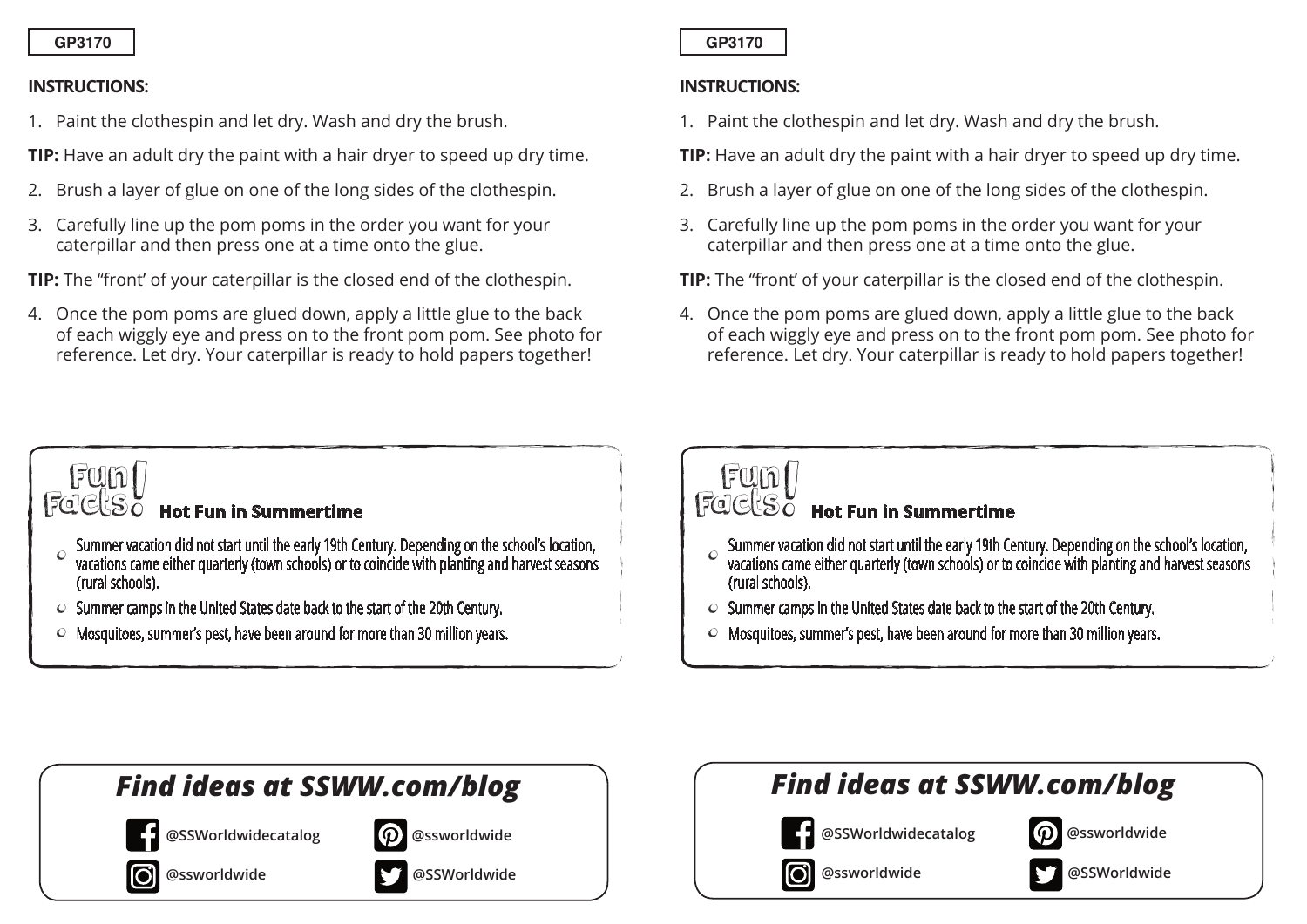GP3170

**INSTRUCTIONS:**

1. Paint the clothespin and let dry. Wash and dry the brush.

**TIP:** Have an adult dry the paint with a hair dryer to speed up dry time.

2. Brush a layer of glue on one of the long sides of the clothespin.
3. Carefully line up the pom poms in the order you want for your caterpillar and then press one at a time onto the glue.

**TIP:** The "front' of your caterpillar is the closed end of the clothespin.

4. Once the pom poms are glued down, apply a little glue to the back of each wiggly eye and press on to the front pom pom. See photo for reference. Let dry. Your caterpillar is ready to hold papers together!

## Fun Facts! Hot Fun in Summertime

- Summer vacation did not start until the early 19th Century. Depending on the school's location, vacations came either quarterly (town schools) or to coincide with planting and harvest seasons (rural schools).
- Summer camps in the United States date back to the start of the 20th Century.
- Mosquitoes, summer's pest, have been around for more than 30 million years.

***Find ideas at SSWW.com/blog***

@SSWorldwidecatalog

@ssworldwide

@ssworldwide

@SSWorldwide

GP3170

**INSTRUCTIONS:**

1. Paint the clothespin and let dry. Wash and dry the brush.

**TIP:** Have an adult dry the paint with a hair dryer to speed up dry time.

2. Brush a layer of glue on one of the long sides of the clothespin.
3. Carefully line up the pom poms in the order you want for your caterpillar and then press one at a time onto the glue.

**TIP:** The "front' of your caterpillar is the closed end of the clothespin.

4. Once the pom poms are glued down, apply a little glue to the back of each wiggly eye and press on to the front pom pom. See photo for reference. Let dry. Your caterpillar is ready to hold papers together!

## Fun Facts! Hot Fun in Summertime

- Summer vacation did not start until the early 19th Century. Depending on the school's location, vacations came either quarterly (town schools) or to coincide with planting and harvest seasons (rural schools).
- Summer camps in the United States date back to the start of the 20th Century.
- Mosquitoes, summer's pest, have been around for more than 30 million years.

***Find ideas at SSWW.com/blog***

@SSWorldwidecatalog

@ssworldwide

@ssworldwide

@SSWorldwide